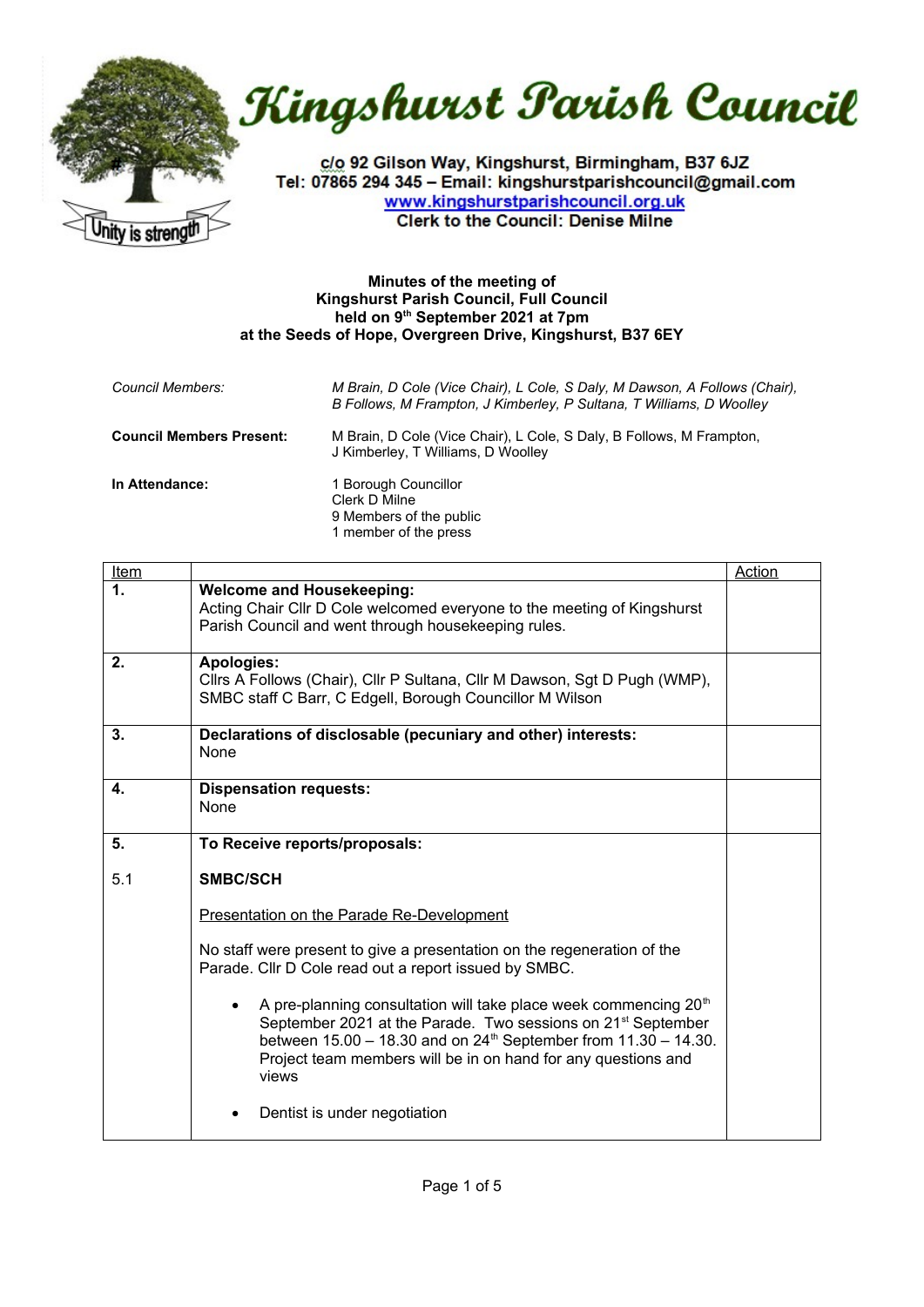# Kingshurst Parish Council

c/o 92 Gilson Way, Kingshurst, Birmingham, B37 6JZ
Tel: 07865 294 345 – Email: kingshurstparishcouncil@gmail.com
www.kingshurstparishcouncil.org.uk
Clerk to the Council: Denise Milne

Unity is strength

**Minutes of the meeting of**
**Kingshurst Parish Council, Full Council**
**held on 9th September 2021 at 7pm**
**at the Seeds of Hope, Overgreen Drive, Kingshurst, B37 6EY**

| | |
|---|---|
| *Council Members:* | *M Brain, D Cole (Vice Chair), L Cole, S Daly, M Dawson, A Follows (Chair), B Follows, M Frampton, J Kimberley, P Sultana, T Williams, D Woolley* |
| **Council Members Present:** | M Brain, D Cole (Vice Chair), L Cole, S Daly, B Follows, M Frampton, J Kimberley, T Williams, D Woolley |
| **In Attendance:** | 1 Borough Councillor<br>Clerk D Milne<br>9 Members of the public<br>1 member of the press |

| Item | | Action |
|---|---|---|
| **1.** | **Welcome and Housekeeping:**<br>Acting Chair Cllr D Cole welcomed everyone to the meeting of Kingshurst Parish Council and went through housekeeping rules. | |
| **2.** | **Apologies:**<br>Cllrs A Follows (Chair), Cllr P Sultana, Cllr M Dawson, Sgt D Pugh (WMP), SMBC staff C Barr, C Edgell, Borough Councillor M Wilson | |
| **3.** | **Declarations of disclosable (pecuniary and other) interests:**<br>None | |
| **4.** | **Dispensation requests:**<br>None | |
| **5.**<br><br>5.1 | **To Receive reports/proposals:**<br><br>**SMBC/SCH**<br><br>Presentation on the Parade Re-Development<br><br>No staff were present to give a presentation on the regeneration of the Parade. Cllr D Cole read out a report issued by SMBC.<br><br>• A pre-planning consultation will take place week commencing 20th September 2021 at the Parade. Two sessions on 21st September between 15.00 – 18.30 and on 24th September from 11.30 – 14.30. Project team members will be in on hand for any questions and views<br><br>• Dentist is under negotiation | |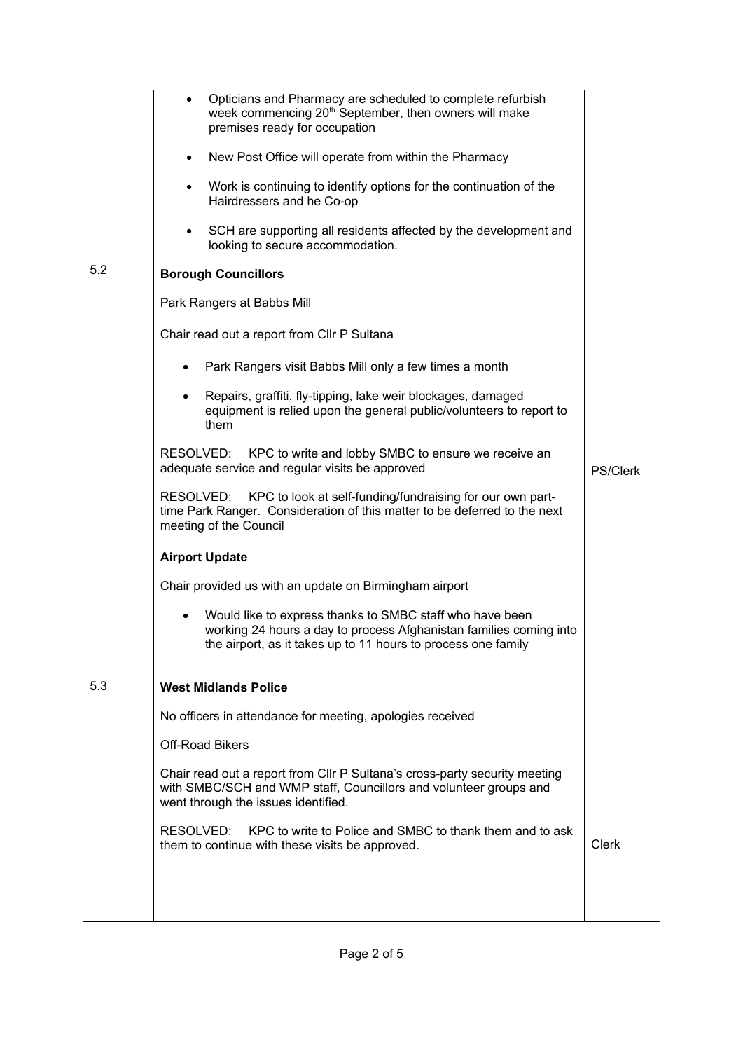| | | |
|---|---|---|
| | • Opticians and Pharmacy are scheduled to complete refurbish week commencing 20th September, then owners will make premises ready for occupation<br><br>• New Post Office will operate from within the Pharmacy<br><br>• Work is continuing to identify options for the continuation of the Hairdressers and he Co-op<br><br>• SCH are supporting all residents affected by the development and looking to secure accommodation. | |
| 5.2 | **Borough Councillors**<br><br>Park Rangers at Babbs Mill<br><br>Chair read out a report from Cllr P Sultana<br><br>• Park Rangers visit Babbs Mill only a few times a month<br><br>• Repairs, graffiti, fly-tipping, lake weir blockages, damaged equipment is relied upon the general public/volunteers to report to them<br><br>RESOLVED: KPC to write and lobby SMBC to ensure we receive an adequate service and regular visits be approved<br><br>RESOLVED: KPC to look at self-funding/fundraising for our own part-time Park Ranger. Consideration of this matter to be deferred to the next meeting of the Council<br><br>**Airport Update**<br><br>Chair provided us with an update on Birmingham airport<br><br>• Would like to express thanks to SMBC staff who have been working 24 hours a day to process Afghanistan families coming into the airport, as it takes up to 11 hours to process one family | PS/Clerk |
| 5.3 | **West Midlands Police**<br><br>No officers in attendance for meeting, apologies received<br><br>Off-Road Bikers<br><br>Chair read out a report from Cllr P Sultana's cross-party security meeting with SMBC/SCH and WMP staff, Councillors and volunteer groups and went through the issues identified.<br><br>RESOLVED: KPC to write to Police and SMBC to thank them and to ask them to continue with these visits be approved. | Clerk |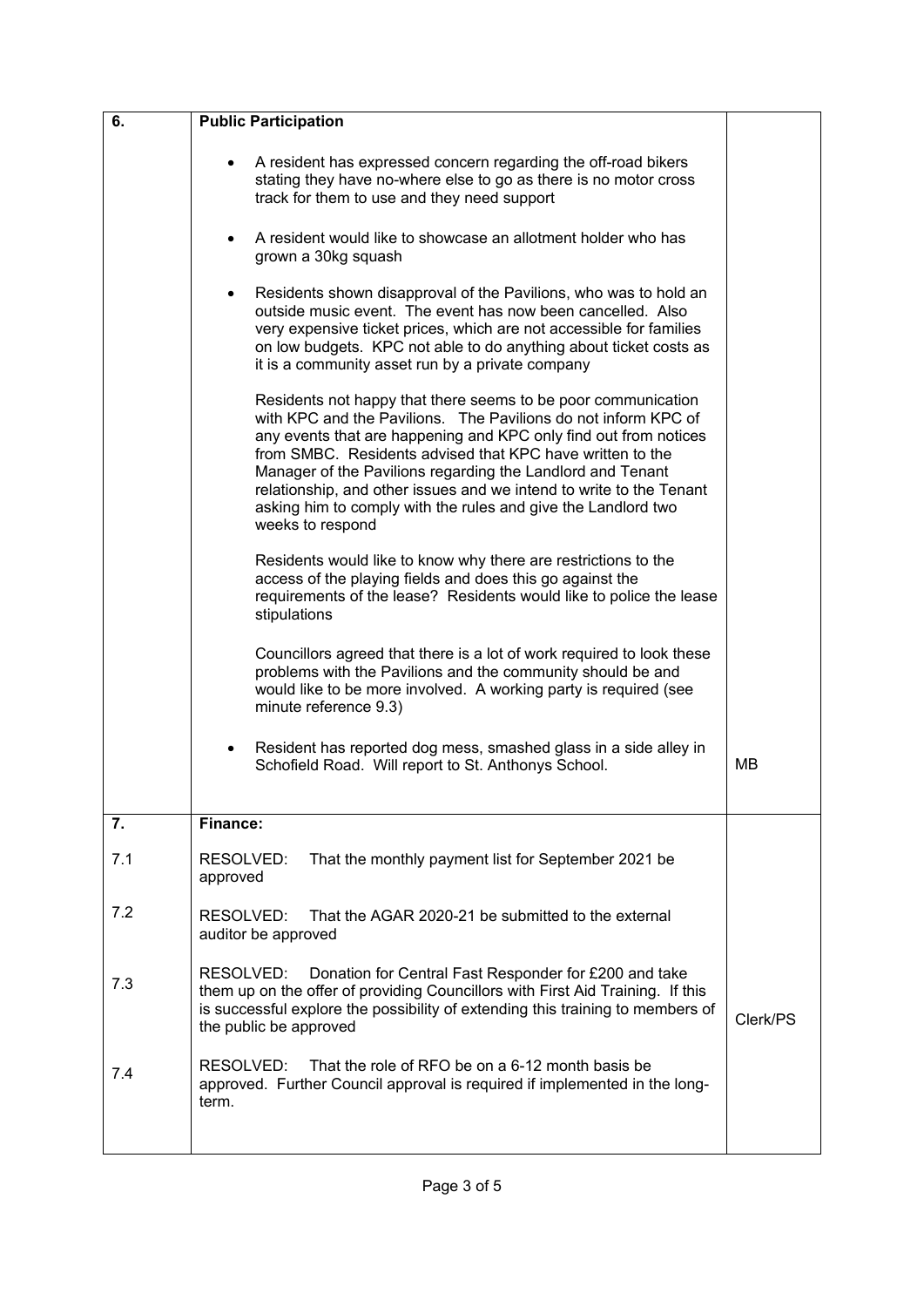| | | |
|---|---|---|
| **6.** | **Public Participation**<br><br>• A resident has expressed concern regarding the off-road bikers stating they have no-where else to go as there is no motor cross track for them to use and they need support<br><br>• A resident would like to showcase an allotment holder who has grown a 30kg squash<br><br>• Residents shown disapproval of the Pavilions, who was to hold an outside music event. The event has now been cancelled. Also very expensive ticket prices, which are not accessible for families on low budgets. KPC not able to do anything about ticket costs as it is a community asset run by a private company<br><br>Residents not happy that there seems to be poor communication with KPC and the Pavilions. The Pavilions do not inform KPC of any events that are happening and KPC only find out from notices from SMBC. Residents advised that KPC have written to the Manager of the Pavilions regarding the Landlord and Tenant relationship, and other issues and we intend to write to the Tenant asking him to comply with the rules and give the Landlord two weeks to respond<br><br>Residents would like to know why there are restrictions to the access of the playing fields and does this go against the requirements of the lease? Residents would like to police the lease stipulations<br><br>Councillors agreed that there is a lot of work required to look these problems with the Pavilions and the community should be and would like to be more involved. A working party is required (see minute reference 9.3)<br><br>• Resident has reported dog mess, smashed glass in a side alley in Schofield Road. Will report to St. Anthonys School. | MB |
| **7.** | **Finance:** | |
| 7.1 | RESOLVED: That the monthly payment list for September 2021 be approved | |
| 7.2 | RESOLVED: That the AGAR 2020-21 be submitted to the external auditor be approved | |
| 7.3 | RESOLVED: Donation for Central Fast Responder for £200 and take them up on the offer of providing Councillors with First Aid Training. If this is successful explore the possibility of extending this training to members of the public be approved | Clerk/PS |
| 7.4 | RESOLVED: That the role of RFO be on a 6-12 month basis be approved. Further Council approval is required if implemented in the long-term. | |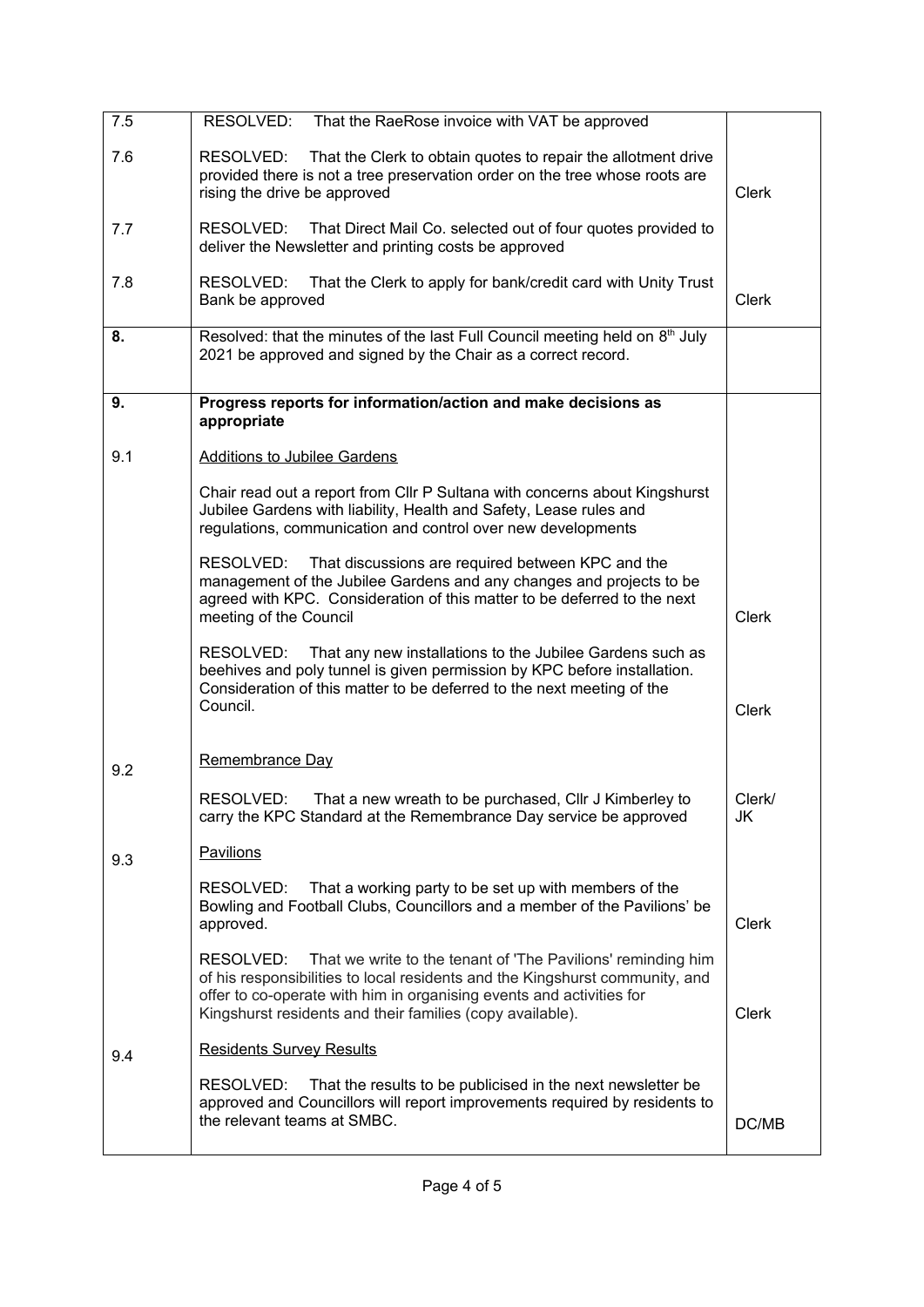| | | |
|---|---|---|
| 7.5 | RESOLVED: That the RaeRose invoice with VAT be approved | |
| 7.6 | RESOLVED: That the Clerk to obtain quotes to repair the allotment drive provided there is not a tree preservation order on the tree whose roots are rising the drive be approved | Clerk |
| 7.7 | RESOLVED: That Direct Mail Co. selected out of four quotes provided to deliver the Newsletter and printing costs be approved | |
| 7.8 | RESOLVED: That the Clerk to apply for bank/credit card with Unity Trust Bank be approved | Clerk |
| **8.** | Resolved: that the minutes of the last Full Council meeting held on 8th July 2021 be approved and signed by the Chair as a correct record. | |
| **9.** | **Progress reports for information/action and make decisions as appropriate** | |
| 9.1 | <u>Additions to Jubilee Gardens</u><br><br>Chair read out a report from Cllr P Sultana with concerns about Kingshurst Jubilee Gardens with liability, Health and Safety, Lease rules and regulations, communication and control over new developments | |
| | RESOLVED: That discussions are required between KPC and the management of the Jubilee Gardens and any changes and projects to be agreed with KPC. Consideration of this matter to be deferred to the next meeting of the Council | Clerk |
| | RESOLVED: That any new installations to the Jubilee Gardens such as beehives and poly tunnel is given permission by KPC before installation. Consideration of this matter to be deferred to the next meeting of the Council. | Clerk |
| 9.2 | <u>Remembrance Day</u><br><br>RESOLVED: That a new wreath to be purchased, Cllr J Kimberley to carry the KPC Standard at the Remembrance Day service be approved | Clerk/ JK |
| 9.3 | <u>Pavilions</u><br><br>RESOLVED: That a working party to be set up with members of the Bowling and Football Clubs, Councillors and a member of the Pavilions' be approved. | Clerk |
| | RESOLVED: That we write to the tenant of 'The Pavilions' reminding him of his responsibilities to local residents and the Kingshurst community, and offer to co-operate with him in organising events and activities for Kingshurst residents and their families (copy available). | Clerk |
| 9.4 | <u>Residents Survey Results</u><br><br>RESOLVED: That the results to be publicised in the next newsletter be approved and Councillors will report improvements required by residents to the relevant teams at SMBC. | DC/MB |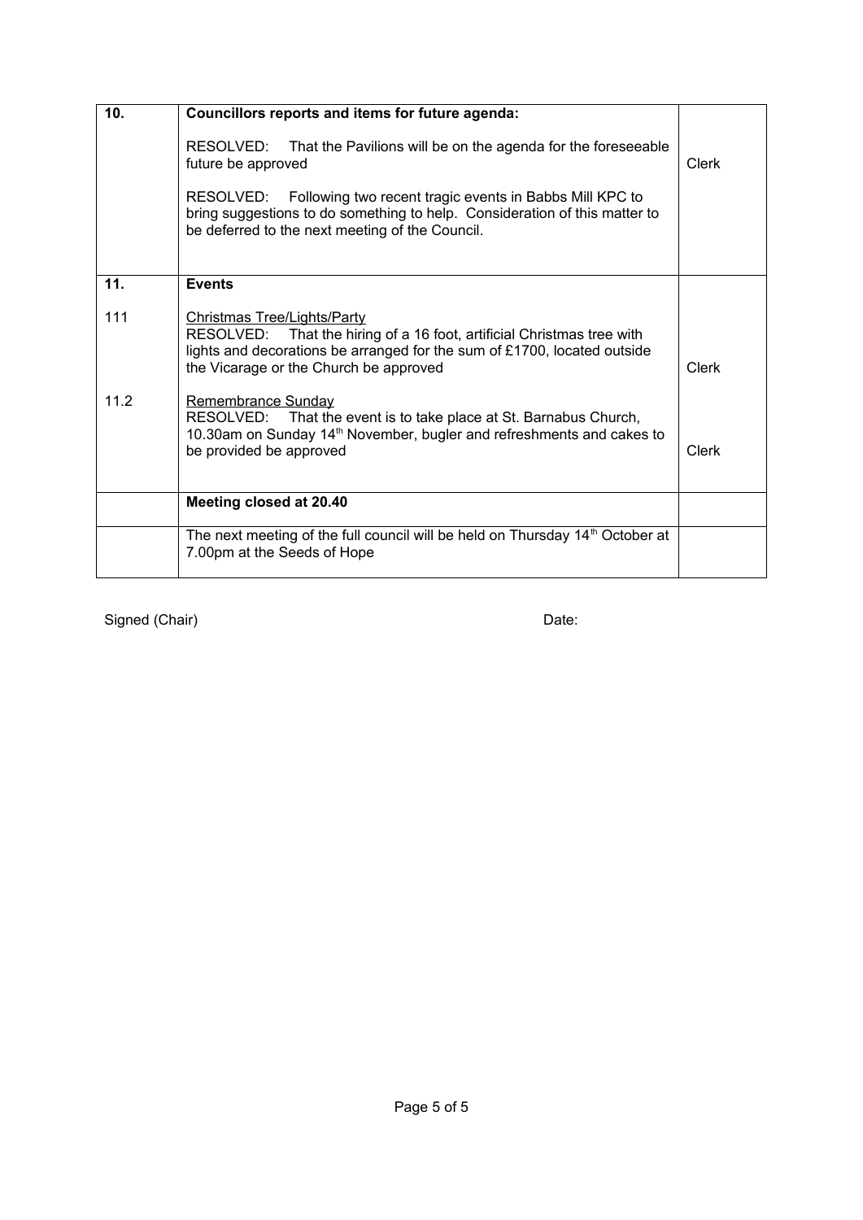| | | |
|---|---|---|
| **10.** | **Councillors reports and items for future agenda:**<br><br>RESOLVED: That the Pavilions will be on the agenda for the foreseeable future be approved<br><br>RESOLVED: Following two recent tragic events in Babbs Mill KPC to bring suggestions to do something to help. Consideration of this matter to be deferred to the next meeting of the Council. | Clerk |
| **11.** | **Events** | |
| 111 | Christmas Tree/Lights/Party<br>RESOLVED: That the hiring of a 16 foot, artificial Christmas tree with lights and decorations be arranged for the sum of £1700, located outside the Vicarage or the Church be approved | Clerk |
| 11.2 | Remembrance Sunday<br>RESOLVED: That the event is to take place at St. Barnabus Church, 10.30am on Sunday 14th November, bugler and refreshments and cakes to be provided be approved | Clerk |
| | **Meeting closed at 20.40** | |
| | The next meeting of the full council will be held on Thursday 14th October at 7.00pm at the Seeds of Hope | |

Signed (Chair) Date: